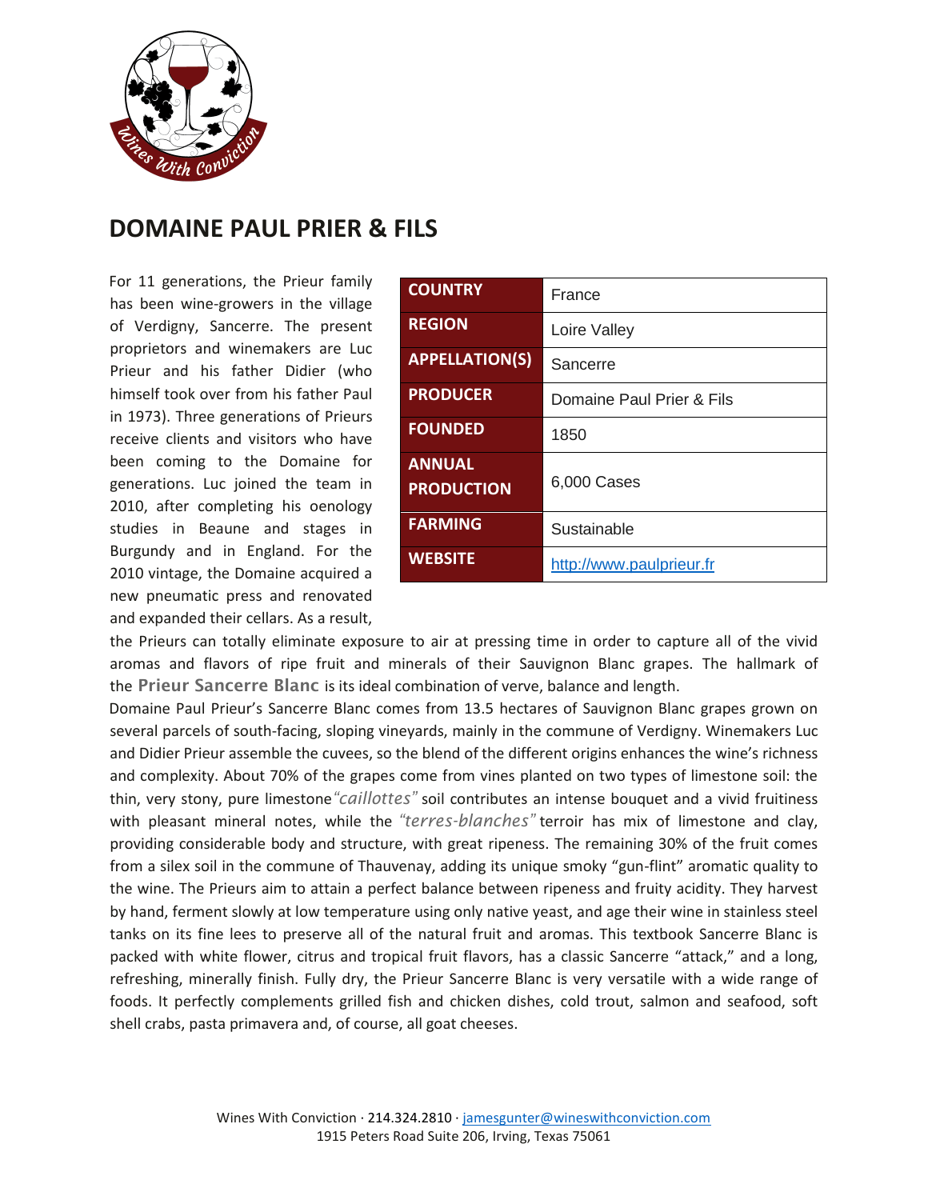# DOMAINE PAUL PRIER & FILS

| COUNTRY | France |
|---|---|
| REGION | Loire Valley |
| APPELLATION(S) | Sancerre |
| PRODUCER | Domaine Paul Prier & Fils |
| FOUNDED | 1850 |
| ANNUAL PRODUCTION | 6,000 Cases |
| FARMING | Sustainable |
| WEBSITE | http://www.paulprieur.fr |

For 11 generations, the Prieur family has been wine-growers in the village of Verdigny, Sancerre. The present proprietors and winemakers are Luc Prieur and his father Didier (who himself took over from his father Paul in 1973). Three generations of Prieurs receive clients and visitors who have been coming to the Domaine for generations. Luc joined the team in 2010, after completing his oenology studies in Beaune and stages in Burgundy and in England. For the 2010 vintage, the Domaine acquired a new pneumatic press and renovated and expanded their cellars. As a result, the Prieurs can totally eliminate exposure to air at pressing time in order to capture all of the vivid aromas and flavors of ripe fruit and minerals of their Sauvignon Blanc grapes. The hallmark of the **Prieur Sancerre Blanc** is its ideal combination of verve, balance and length.

Domaine Paul Prieur's Sancerre Blanc comes from 13.5 hectares of Sauvignon Blanc grapes grown on several parcels of south-facing, sloping vineyards, mainly in the commune of Verdigny. Winemakers Luc and Didier Prieur assemble the cuvees, so the blend of the different origins enhances the wine's richness and complexity. About 70% of the grapes come from vines planted on two types of limestone soil: the thin, very stony, pure limestone *"caillottes"* soil contributes an intense bouquet and a vivid fruitiness with pleasant mineral notes, while the *"terres-blanches"* terroir has mix of limestone and clay, providing considerable body and structure, with great ripeness. The remaining 30% of the fruit comes from a silex soil in the commune of Thauvenay, adding its unique smoky "gun-flint" aromatic quality to the wine. The Prieurs aim to attain a perfect balance between ripeness and fruity acidity. They harvest by hand, ferment slowly at low temperature using only native yeast, and age their wine in stainless steel tanks on its fine lees to preserve all of the natural fruit and aromas. This textbook Sancerre Blanc is packed with white flower, citrus and tropical fruit flavors, has a classic Sancerre "attack," and a long, refreshing, minerally finish. Fully dry, the Prieur Sancerre Blanc is very versatile with a wide range of foods. It perfectly complements grilled fish and chicken dishes, cold trout, salmon and seafood, soft shell crabs, pasta primavera and, of course, all goat cheeses.

Wines With Conviction · 214.324.2810 · jamesgunter@wineswithconviction.com
1915 Peters Road Suite 206, Irving, Texas 75061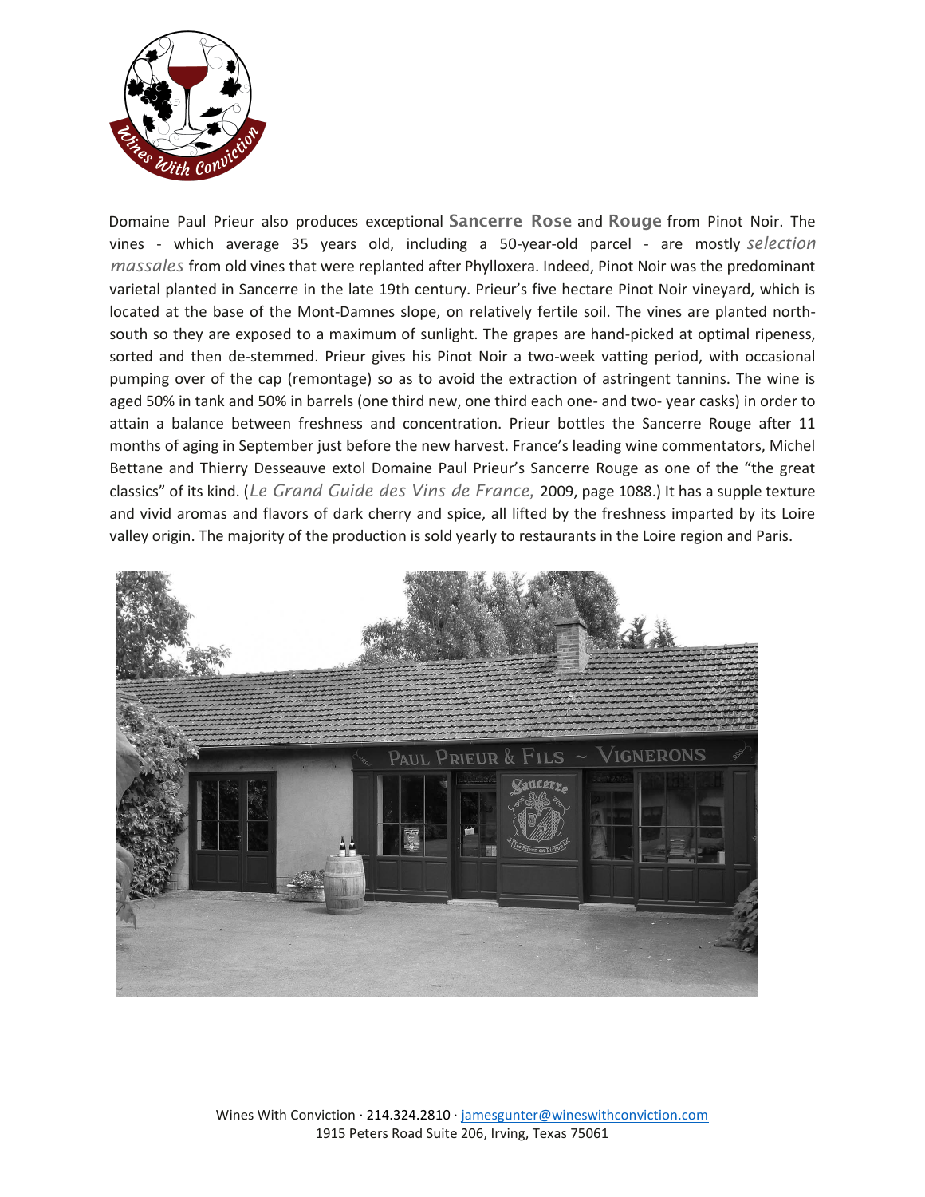Domaine Paul Prieur also produces exceptional **Sancerre Rose** and **Rouge** from Pinot Noir. The vines - which average 35 years old, including a 50-year-old parcel - are mostly *selection massales* from old vines that were replanted after Phylloxera. Indeed, Pinot Noir was the predominant varietal planted in Sancerre in the late 19th century. Prieur's five hectare Pinot Noir vineyard, which is located at the base of the Mont-Damnes slope, on relatively fertile soil. The vines are planted north-south so they are exposed to a maximum of sunlight. The grapes are hand-picked at optimal ripeness, sorted and then de-stemmed. Prieur gives his Pinot Noir a two-week vatting period, with occasional pumping over of the cap (remontage) so as to avoid the extraction of astringent tannins. The wine is aged 50% in tank and 50% in barrels (one third new, one third each one- and two- year casks) in order to attain a balance between freshness and concentration. Prieur bottles the Sancerre Rouge after 11 months of aging in September just before the new harvest. France's leading wine commentators, Michel Bettane and Thierry Desseauve extol Domaine Paul Prieur's Sancerre Rouge as one of the "the great classics" of its kind. (*Le Grand Guide des Vins de France,* 2009, page 1088.) It has a supple texture and vivid aromas and flavors of dark cherry and spice, all lifted by the freshness imparted by its Loire valley origin. The majority of the production is sold yearly to restaurants in the Loire region and Paris.

Wines With Conviction · 214.324.2810 · jamesgunter@wineswithconviction.com
1915 Peters Road Suite 206, Irving, Texas 75061